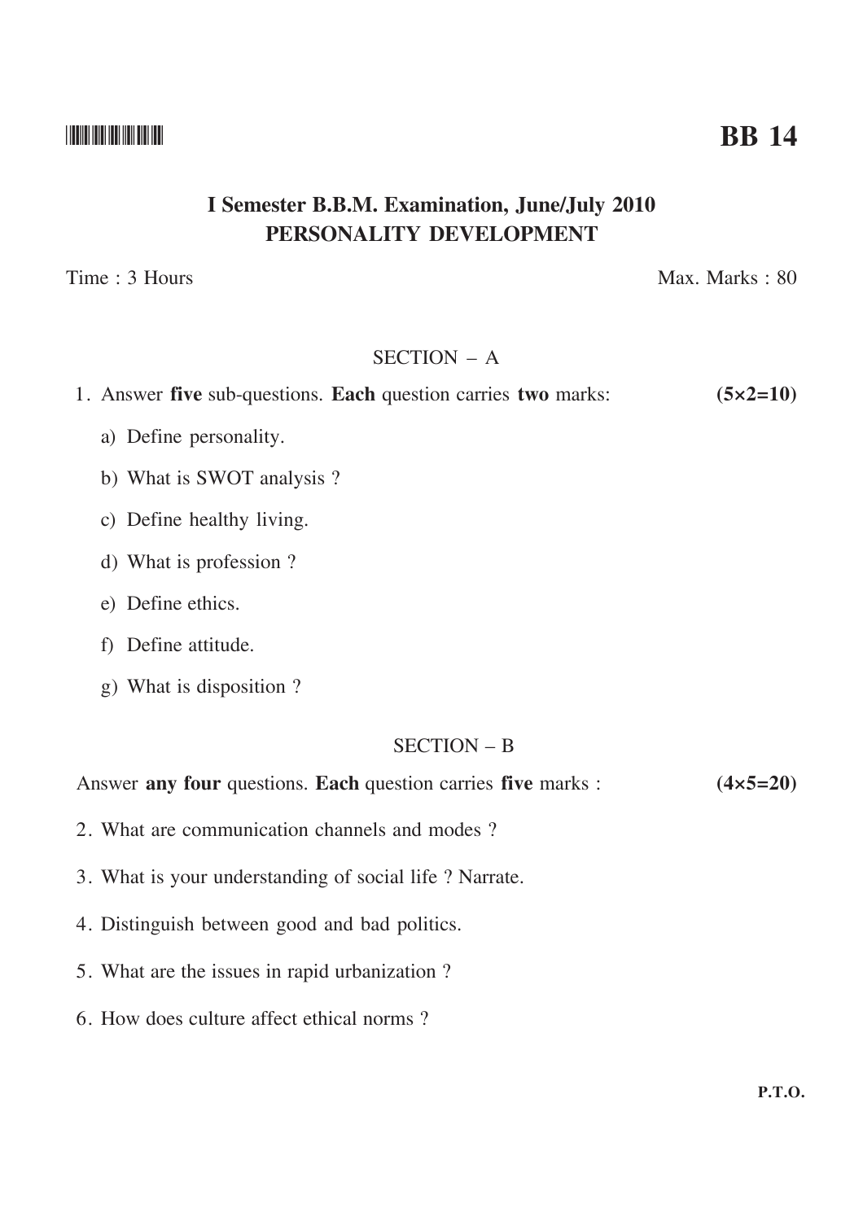**BB 14**

# I Semester B.B.M. Examination, June/July 2010
# PERSONALITY DEVELOPMENT

Time : 3 Hours Max. Marks : 80

## SECTION – A

1. Answer **five** sub-questions. **Each** question carries **two** marks: **(5×2=10)**

   a) Define personality.

   b) What is SWOT analysis ?

   c) Define healthy living.

   d) What is profession ?

   e) Define ethics.

   f) Define attitude.

   g) What is disposition ?

## SECTION – B

Answer **any four** questions. **Each** question carries **five** marks : **(4×5=20)**

2. What are communication channels and modes ?

3. What is your understanding of social life ? Narrate.

4. Distinguish between good and bad politics.

5. What are the issues in rapid urbanization ?

6. How does culture affect ethical norms ?

**P.T.O.**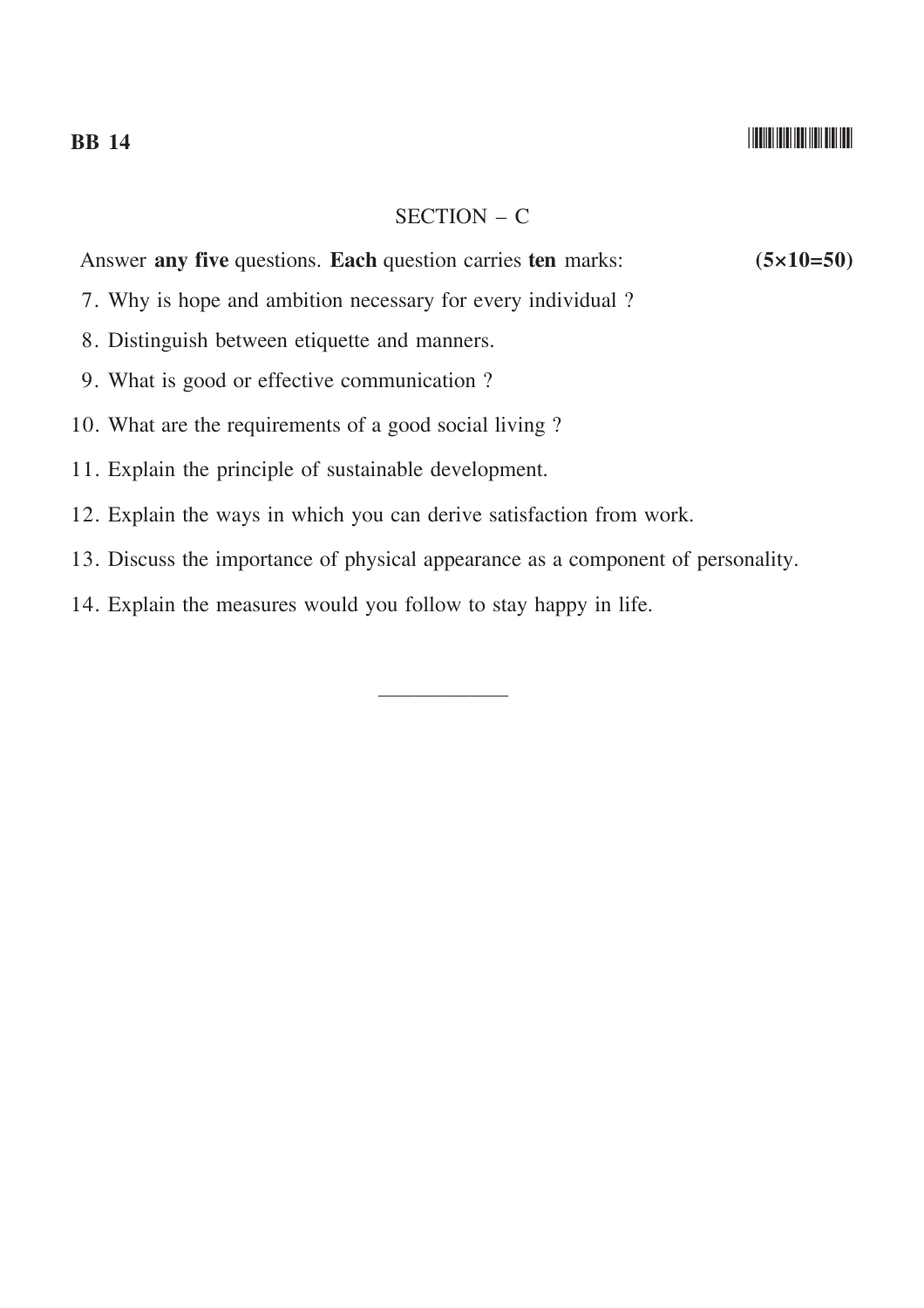## SECTION – C

Answer **any five** questions. **Each** question carries **ten** marks: **(5×10=50)**

7. Why is hope and ambition necessary for every individual ?

8. Distinguish between etiquette and manners.

9. What is good or effective communication ?

10. What are the requirements of a good social living ?

11. Explain the principle of sustainable development.

12. Explain the ways in which you can derive satisfaction from work.

13. Discuss the importance of physical appearance as a component of personality.

14. Explain the measures would you follow to stay happy in life.

————